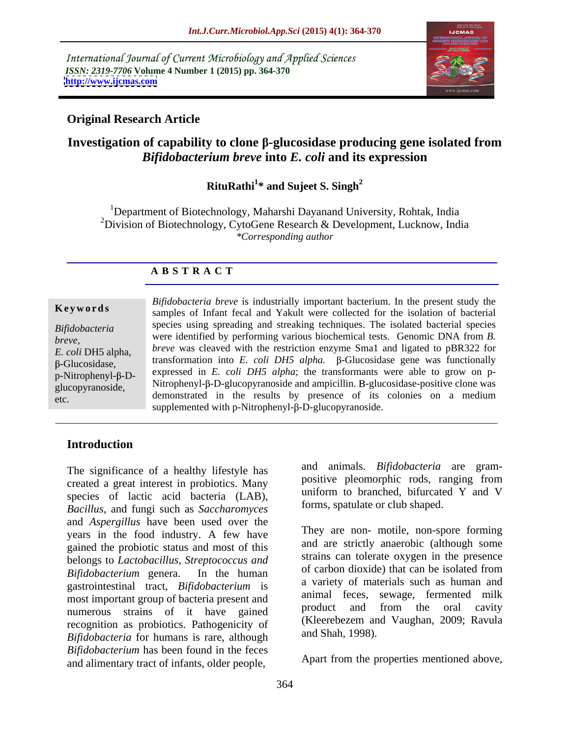International Journal of Current Microbiology and Applied Sciences
*ISSN: 2319-7706* **Volume 4 Number 1 (2015) pp. 364-370**
**http://www.ijcmas.com**

**Original Research Article**

# Investigation of capability to clone β-glucosidase producing gene isolated from *Bifidobacterium breve* into *E. coli* and its expression

**RituRathi[1]* and Sujeet S. Singh[2]**

[1]Department of Biotechnology, Maharshi Dayanand University, Rohtak, India
[2]Division of Biotechnology, CytoGene Research & Development, Lucknow, India
*\*Corresponding author*

## A B S T R A C T

**Keywords**

*Bifidobacteria breve*, *E. coli* DH5 alpha, β-Glucosidase, p-Nitrophenyl-β-D-glucopyranoside, etc.

*Bifidobacteria breve* is industrially important bacterium. In the present study the samples of Infant fecal and Yakult were collected for the isolation of bacterial species using spreading and streaking techniques. The isolated bacterial species were identified by performing various biochemical tests. Genomic DNA from *B. breve* was cleaved with the restriction enzyme Sma1 and ligated to pBR322 for transformation into *E. coli DH5 alpha.* β-Glucosidase gene was functionally expressed in *E. coli DH5 alpha*; the transformants were able to grow on p-Nitrophenyl-β-D-glucopyranoside and ampicillin. Β-glucosidase-positive clone was demonstrated in the results by presence of its colonies on a medium supplemented with p-Nitrophenyl-β-D-glucopyranoside.

## Introduction

The significance of a healthy lifestyle has created a great interest in probiotics. Many species of lactic acid bacteria (LAB), *Bacillus*, and fungi such as *Saccharomyces* and *Aspergillus* have been used over the years in the food industry. A few have gained the probiotic status and most of this belongs to *Lactobacillus, Streptococcus and Bifidobacterium* genera. In the human gastrointestinal tract, *Bifidobacterium* is most important group of bacteria present and numerous strains of it have gained recognition as probiotics. Pathogenicity of *Bifidobacteria* for humans is rare, although *Bifidobacterium* has been found in the feces and alimentary tract of infants, older people, and animals. *Bifidobacteria* are gram-positive pleomorphic rods, ranging from uniform to branched, bifurcated Y and V forms, spatulate or club shaped.

They are non- motile, non-spore forming and are strictly anaerobic (although some strains can tolerate oxygen in the presence of carbon dioxide) that can be isolated from a variety of materials such as human and animal feces, sewage, fermented milk product and from the oral cavity (Kleerebezem and Vaughan, 2009; Ravula and Shah, 1998).

Apart from the properties mentioned above,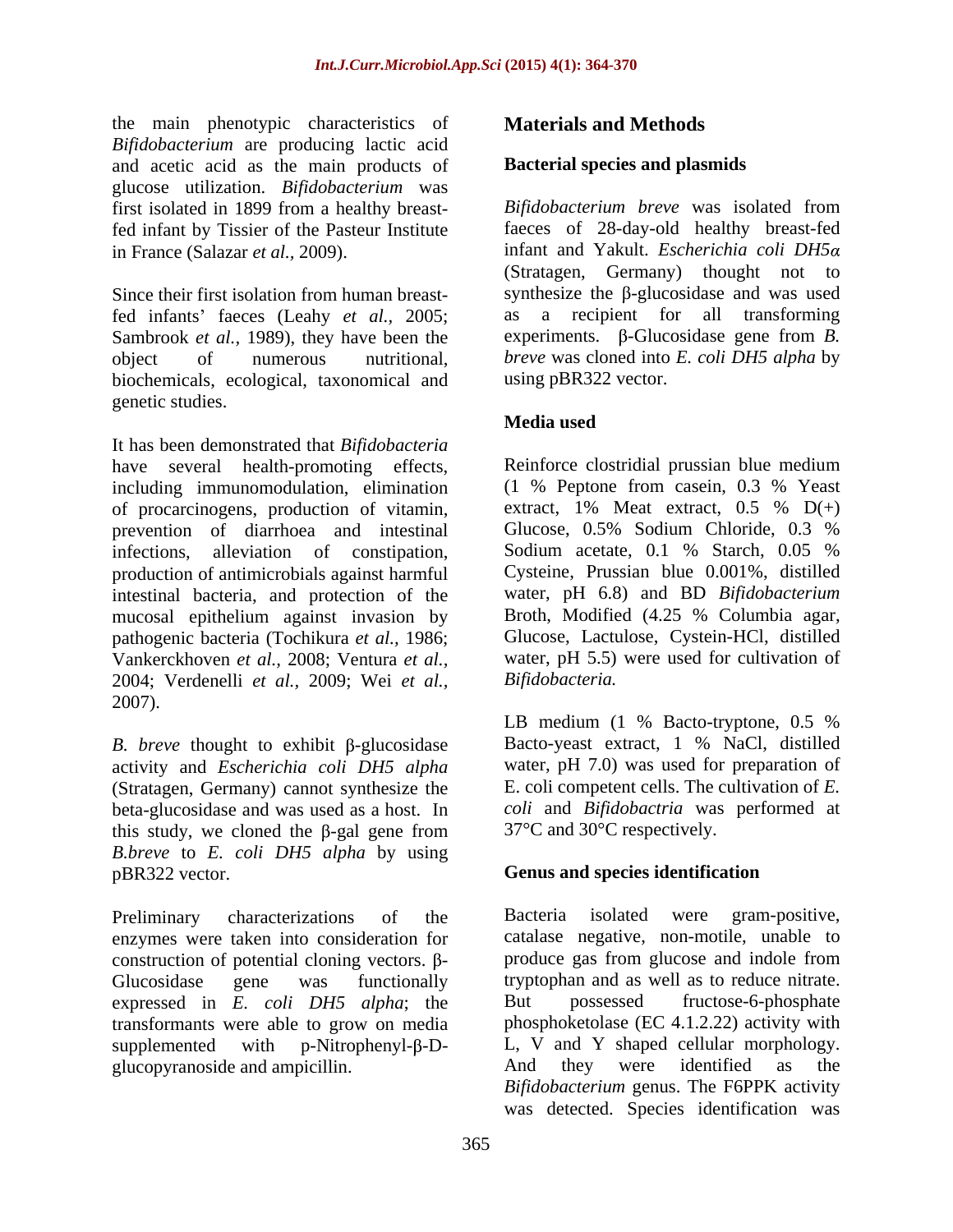the main phenotypic characteristics of *Bifidobacterium* are producing lactic acid and acetic acid as the main products of glucose utilization. *Bifidobacterium* was first isolated in 1899 from a healthy breast-fed infant by Tissier of the Pasteur Institute in France (Salazar *et al.,* 2009).

Since their first isolation from human breast-fed infants' faeces (Leahy *et al.,* 2005; Sambrook *et al.,* 1989), they have been the object of numerous nutritional, biochemicals, ecological, taxonomical and genetic studies.

It has been demonstrated that *Bifidobacteria* have several health-promoting effects, including immunomodulation, elimination of procarcinogens, production of vitamin, prevention of diarrhoea and intestinal infections, alleviation of constipation, production of antimicrobials against harmful intestinal bacteria, and protection of the mucosal epithelium against invasion by pathogenic bacteria (Tochikura *et al.,* 1986; Vankerckhoven *et al.,* 2008; Ventura *et al.,* 2004; Verdenelli *et al.,* 2009; Wei *et al.,* 2007).

*B. breve* thought to exhibit β-glucosidase activity and *Escherichia coli DH5 alpha* (Stratagen, Germany) cannot synthesize the beta-glucosidase and was used as a host. In this study, we cloned the β-gal gene from *B.breve* to *E. coli DH5 alpha* by using pBR322 vector.

Preliminary characterizations of the enzymes were taken into consideration for construction of potential cloning vectors. β-Glucosidase gene was functionally expressed in *E. coli DH5 alpha*; the transformants were able to grow on media supplemented with p-Nitrophenyl-β-D-glucopyranoside and ampicillin.

## Materials and Methods

### Bacterial species and plasmids

*Bifidobacterium breve* was isolated from faeces of 28-day-old healthy breast-fed infant and Yakult. *Escherichia coli DH5α* (Stratagen, Germany) thought not to synthesize the β-glucosidase and was used as a recipient for all transforming experiments. β-Glucosidase gene from *B. breve* was cloned into *E. coli DH5 alpha* by using pBR322 vector.

### Media used

Reinforce clostridial prussian blue medium (1 % Peptone from casein, 0.3 % Yeast extract, 1% Meat extract, 0.5 % D(+) Glucose, 0.5% Sodium Chloride, 0.3 % Sodium acetate, 0.1 % Starch, 0.05 % Cysteine, Prussian blue 0.001%, distilled water, pH 6.8) and BD *Bifidobacterium* Broth, Modified (4.25 % Columbia agar, Glucose, Lactulose, Cystein-HCl, distilled water, pH 5.5) were used for cultivation of *Bifidobacteria.*

LB medium (1 % Bacto-tryptone, 0.5 % Bacto-yeast extract, 1 % NaCl, distilled water, pH 7.0) was used for preparation of E. coli competent cells. The cultivation of *E. coli* and *Bifidobactria* was performed at 37°C and 30°C respectively.

### Genus and species identification

Bacteria isolated were gram-positive, catalase negative, non-motile, unable to produce gas from glucose and indole from tryptophan and as well as to reduce nitrate. But possessed fructose-6-phosphate phosphoketolase (EC 4.1.2.22) activity with L, V and Y shaped cellular morphology. And they were identified as the *Bifidobacterium* genus. The F6PPK activity was detected. Species identification was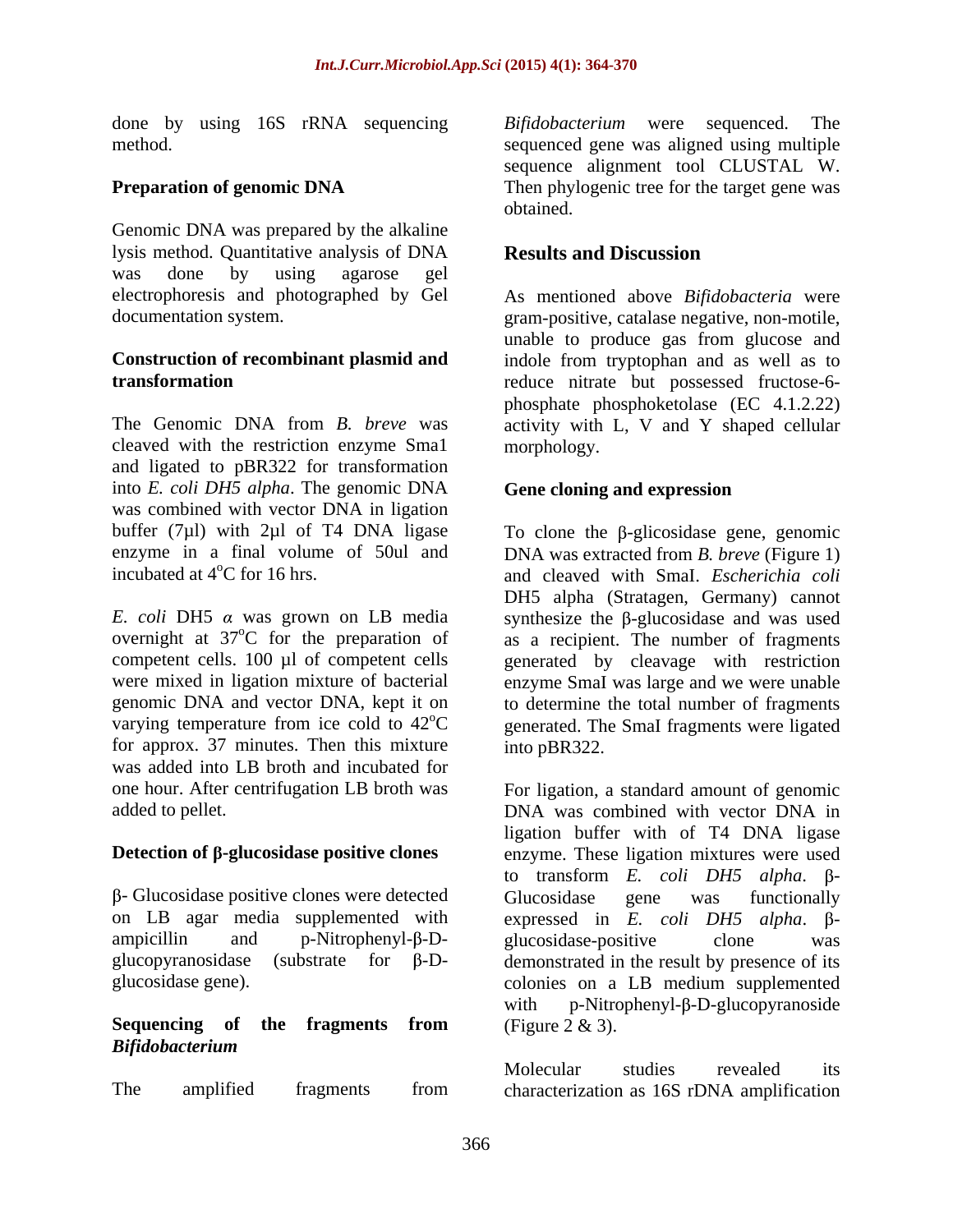done by using 16S rRNA sequencing method.

**Preparation of genomic DNA**

Genomic DNA was prepared by the alkaline lysis method. Quantitative analysis of DNA was done by using agarose gel electrophoresis and photographed by Gel documentation system.

**Construction of recombinant plasmid and transformation**

The Genomic DNA from *B. breve* was cleaved with the restriction enzyme Sma1 and ligated to pBR322 for transformation into *E. coli DH5 alpha*. The genomic DNA was combined with vector DNA in ligation buffer (7µl) with 2µl of T4 DNA ligase enzyme in a final volume of 50ul and incubated at 4$^o$C for 16 hrs.

*E. coli* DH5 *α* was grown on LB media overnight at 37$^o$C for the preparation of competent cells. 100 µl of competent cells were mixed in ligation mixture of bacterial genomic DNA and vector DNA, kept it on varying temperature from ice cold to 42$^o$C for approx. 37 minutes. Then this mixture was added into LB broth and incubated for one hour. After centrifugation LB broth was added to pellet.

**Detection of β-glucosidase positive clones**

β- Glucosidase positive clones were detected on LB agar media supplemented with ampicillin and p-Nitrophenyl-β-D-glucopyranosidase (substrate for β-D-glucosidase gene).

**Sequencing of the fragments from *Bifidobacterium***

The amplified fragments from *Bifidobacterium* were sequenced. The sequenced gene was aligned using multiple sequence alignment tool CLUSTAL W. Then phylogenic tree for the target gene was obtained.

## Results and Discussion

As mentioned above *Bifidobacteria* were gram-positive, catalase negative, non-motile, unable to produce gas from glucose and indole from tryptophan and as well as to reduce nitrate but possessed fructose-6-phosphate phosphoketolase (EC 4.1.2.22) activity with L, V and Y shaped cellular morphology.

**Gene cloning and expression**

To clone the β-glicosidase gene, genomic DNA was extracted from *B. breve* (Figure 1) and cleaved with SmaI. *Escherichia coli* DH5 alpha (Stratagen, Germany) cannot synthesize the β-glucosidase and was used as a recipient. The number of fragments generated by cleavage with restriction enzyme SmaI was large and we were unable to determine the total number of fragments generated. The SmaI fragments were ligated into pBR322.

For ligation, a standard amount of genomic DNA was combined with vector DNA in ligation buffer with of T4 DNA ligase enzyme. These ligation mixtures were used to transform *E. coli DH5 alpha*. β-Glucosidase gene was functionally expressed in *E. coli DH5 alpha*. β-glucosidase-positive clone was demonstrated in the result by presence of its colonies on a LB medium supplemented with p-Nitrophenyl-β-D-glucopyranoside (Figure 2 & 3).

Molecular studies revealed its characterization as 16S rDNA amplification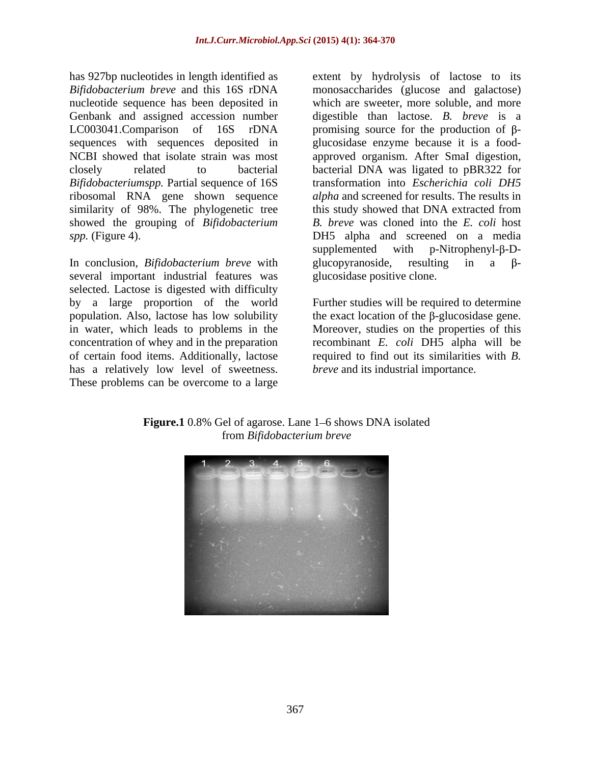has 927bp nucleotides in length identified as *Bifidobacterium breve* and this 16S rDNA nucleotide sequence has been deposited in Genbank and assigned accession number LC003041.Comparison of 16S rDNA sequences with sequences deposited in NCBI showed that isolate strain was most closely related to bacterial *Bifidobacteriumspp.* Partial sequence of 16S ribosomal RNA gene shown sequence similarity of 98%. The phylogenetic tree showed the grouping of *Bifidobacterium spp.* (Figure 4).

In conclusion, *Bifidobacterium breve* with several important industrial features was selected. Lactose is digested with difficulty by a large proportion of the world population. Also, lactose has low solubility in water, which leads to problems in the concentration of whey and in the preparation of certain food items. Additionally, lactose has a relatively low level of sweetness. These problems can be overcome to a large extent by hydrolysis of lactose to its monosaccharides (glucose and galactose) which are sweeter, more soluble, and more digestible than lactose. *B. breve* is a promising source for the production of β-glucosidase enzyme because it is a food-approved organism. After SmaI digestion, bacterial DNA was ligated to pBR322 for transformation into *Escherichia coli DH5 alpha* and screened for results. The results in this study showed that DNA extracted from *B. breve* was cloned into the *E. coli* host DH5 alpha and screened on a media supplemented with p-Nitrophenyl-β-D-glucopyranoside, resulting in a β-glucosidase positive clone.

Further studies will be required to determine the exact location of the β-glucosidase gene. Moreover, studies on the properties of this recombinant *E. coli* DH5 alpha will be required to find out its similarities with *B. breve* and its industrial importance.

**Figure.1** 0.8% Gel of agarose. Lane 1–6 shows DNA isolated from *Bifidobacterium breve*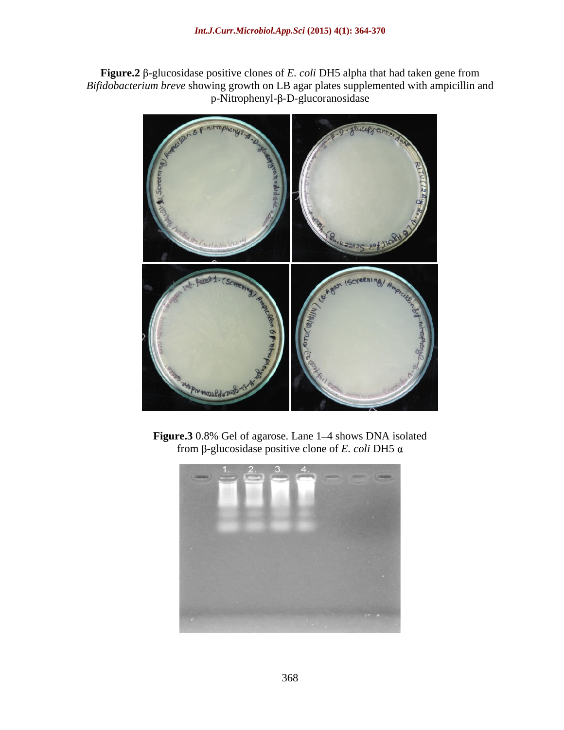**Figure.2** β-glucosidase positive clones of *E. coli* DH5 alpha that had taken gene from *Bifidobacterium breve* showing growth on LB agar plates supplemented with ampicillin and p-Nitrophenyl-β-D-glucoranosidase

**Figure.3** 0.8% Gel of agarose. Lane 1–4 shows DNA isolated from β-glucosidase positive clone of *E. coli* DH5 α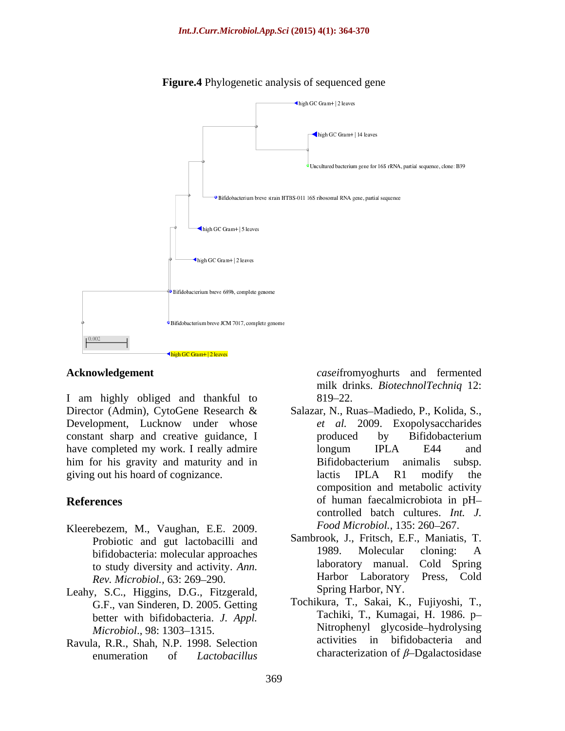**Figure.4** Phylogenetic analysis of sequenced gene

## Acknowledgement

I am highly obliged and thankful to Director (Admin), CytoGene Research & Development, Lucknow under whose constant sharp and creative guidance, I have completed my work. I really admire him for his gravity and maturity and in giving out his hoard of cognizance.

## References

Kleerebezem, M., Vaughan, E.E. 2009. Probiotic and gut lactobacilli and bifidobacteria: molecular approaches to study diversity and activity. *Ann. Rev. Microbiol.*, 63: 269–290.

Leahy, S.C., Higgins, D.G., Fitzgerald, G.F., van Sinderen, D. 2005. Getting better with bifidobacteria. *J. Appl. Microbiol.*, 98: 1303–1315.

Ravula, R.R., Shah, N.P. 1998. Selection enumeration of *Lactobacillus casei*fromyoghurts and fermented milk drinks. *BiotechnolTechniq* 12: 819–22.

Salazar, N., Ruas–Madiedo, P., Kolida, S., *et al.* 2009. Exopolysaccharides produced by Bifidobacterium longum IPLA E44 and Bifidobacterium animalis subsp. lactis IPLA R1 modify the composition and metabolic activity of human faecalmicrobiota in pH–controlled batch cultures. *Int. J. Food Microbiol.*, 135: 260–267.

Sambrook, J., Fritsch, E.F., Maniatis, T. 1989. Molecular cloning: A laboratory manual. Cold Spring Harbor Laboratory Press, Cold Spring Harbor, NY.

Tochikura, T., Sakai, K., Fujiyoshi, T., Tachiki, T., Kumagai, H. 1986. p–Nitrophenyl glycoside–hydrolysing activities in bifidobacteria and characterization of $\beta$–Dgalactosidase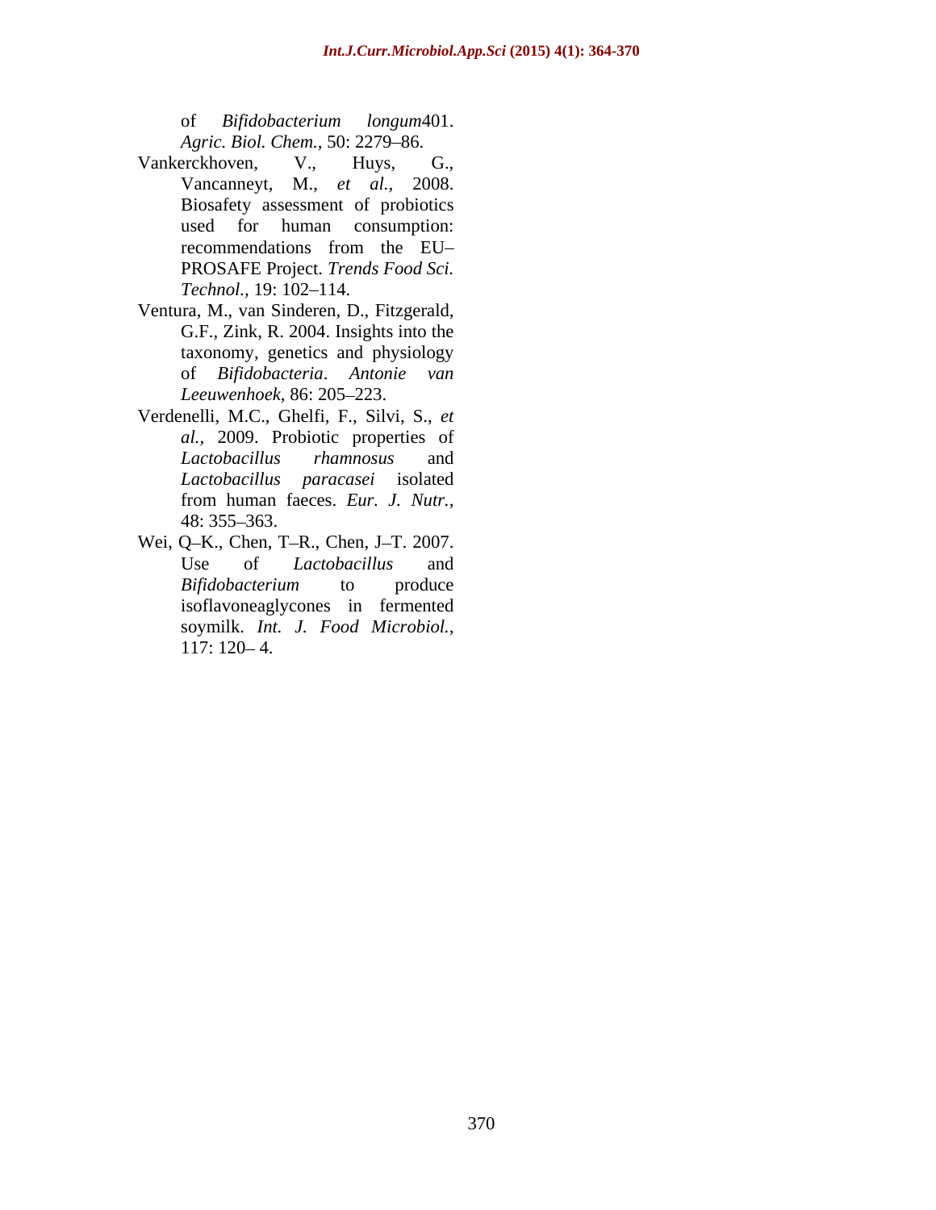of *Bifidobacterium longum*401. *Agric. Biol. Chem.,* 50: 2279–86.

Vankerckhoven, V., Huys, G., Vancanneyt, M., *et al.,* 2008. Biosafety assessment of probiotics used for human consumption: recommendations from the EU–PROSAFE Project. *Trends Food Sci. Technol.,* 19: 102–114.

Ventura, M., van Sinderen, D., Fitzgerald, G.F., Zink, R. 2004. Insights into the taxonomy, genetics and physiology of *Bifidobacteria*. *Antonie van Leeuwenhoek,* 86: 205–223.

Verdenelli, M.C., Ghelfi, F., Silvi, S., *et al.,* 2009. Probiotic properties of *Lactobacillus rhamnosus* and *Lactobacillus paracasei* isolated from human faeces. *Eur. J. Nutr.,* 48: 355–363.

Wei, Q–K., Chen, T–R., Chen, J–T. 2007. Use of *Lactobacillus* and *Bifidobacterium* to produce isoflavoneaglycones in fermented soymilk. *Int. J. Food Microbiol.,* 117: 120– 4.